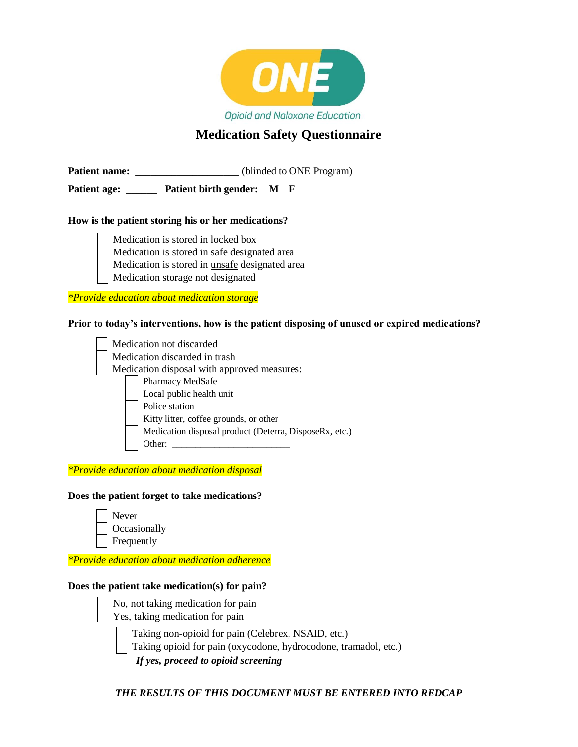ONE

Opioid and Naloxone Education

# Medication Safety Questionnaire

**Patient name:** \_\_\_\_\_\_\_\_\_\_\_\_\_\_\_\_\_\_\_\_ (blinded to ONE Program)

**Patient age:** \_\_\_\_\_\_ **Patient birth gender: M F**

**How is the patient storing his or her medications?**

- ☐ Medication is stored in locked box
- ☐ Medication is stored in <u>safe</u> designated area
- ☐ Medication is stored in <u>unsafe</u> designated area
- ☐ Medication storage not designated

*\*Provide education about medication storage*

**Prior to today's interventions, how is the patient disposing of unused or expired medications?**

- ☐ Medication not discarded
- ☐ Medication discarded in trash
- ☐ Medication disposal with approved measures:
  - ☐ Pharmacy MedSafe
  - ☐ Local public health unit
  - ☐ Police station
  - ☐ Kitty litter, coffee grounds, or other
  - ☐ Medication disposal product (Deterra, DisposeRx, etc.)
  - ☐ Other: \_\_\_\_\_\_\_\_\_\_\_\_\_\_\_\_\_\_\_\_\_\_\_\_\_

*\*Provide education about medication disposal*

**Does the patient forget to take medications?**

- ☐ Never
- ☐ Occasionally
- ☐ Frequently

*\*Provide education about medication adherence*

**Does the patient take medication(s) for pain?**

- ☐ No, not taking medication for pain
- ☐ Yes, taking medication for pain
  - ☐ Taking non-opioid for pain (Celebrex, NSAID, etc.)
  - ☐ Taking opioid for pain (oxycodone, hydrocodone, tramadol, etc.)

  ***If yes, proceed to opioid screening***

***THE RESULTS OF THIS DOCUMENT MUST BE ENTERED INTO REDCAP***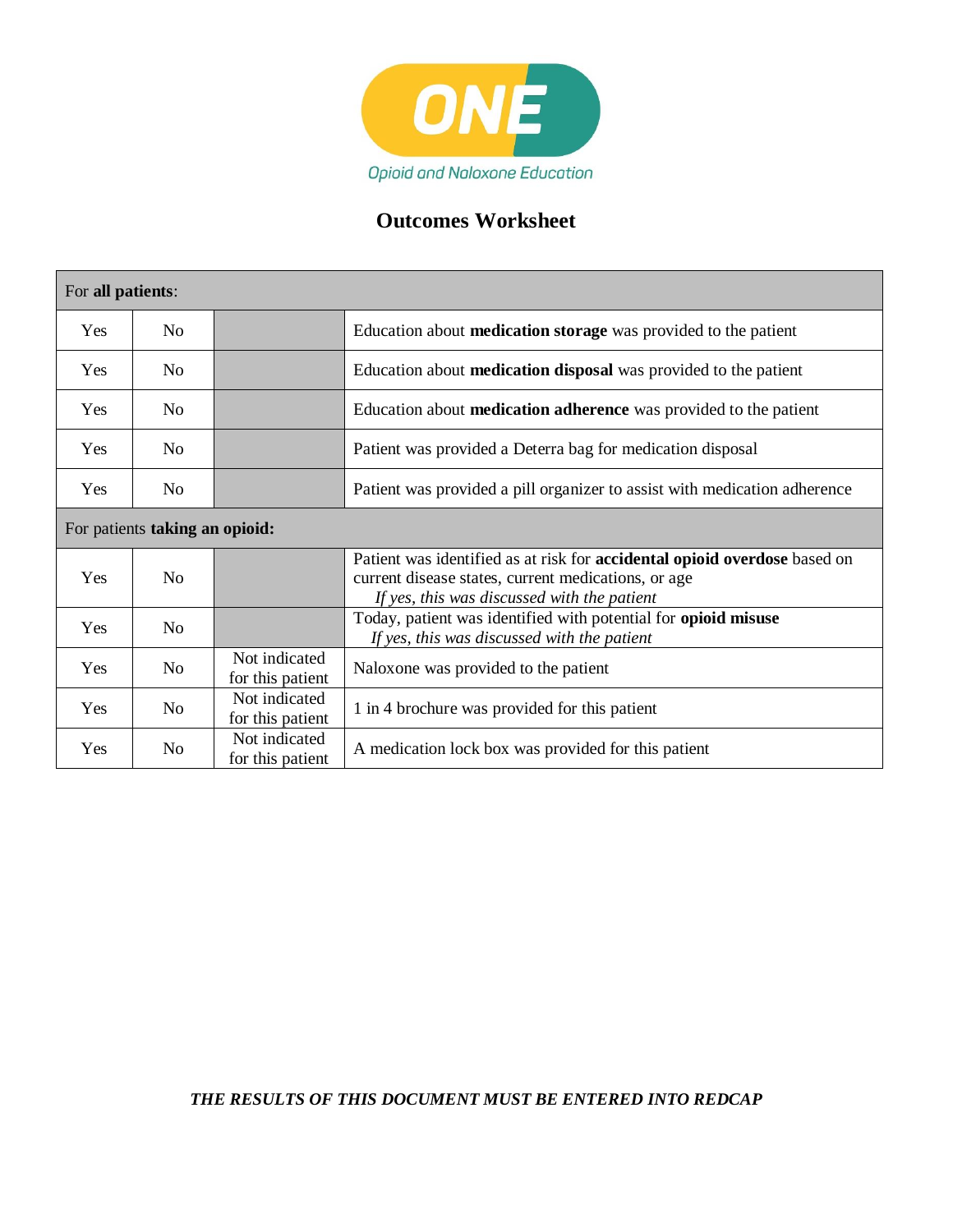ONE

Opioid and Naloxone Education

# Outcomes Worksheet

| For **all patients**: | | | |
|---|---|---|---|
| Yes | No | | Education about **medication storage** was provided to the patient |
| Yes | No | | Education about **medication disposal** was provided to the patient |
| Yes | No | | Education about **medication adherence** was provided to the patient |
| Yes | No | | Patient was provided a Deterra bag for medication disposal |
| Yes | No | | Patient was provided a pill organizer to assist with medication adherence |
| For patients **taking an opioid:** | | | |
| Yes | No | | Patient was identified as at risk for **accidental opioid overdose** based on current disease states, current medications, or age *If yes, this was discussed with the patient* |
| Yes | No | | Today, patient was identified with potential for **opioid misuse** *If yes, this was discussed with the patient* |
| Yes | No | Not indicated for this patient | Naloxone was provided to the patient |
| Yes | No | Not indicated for this patient | 1 in 4 brochure was provided for this patient |
| Yes | No | Not indicated for this patient | A medication lock box was provided for this patient |

***THE RESULTS OF THIS DOCUMENT MUST BE ENTERED INTO REDCAP***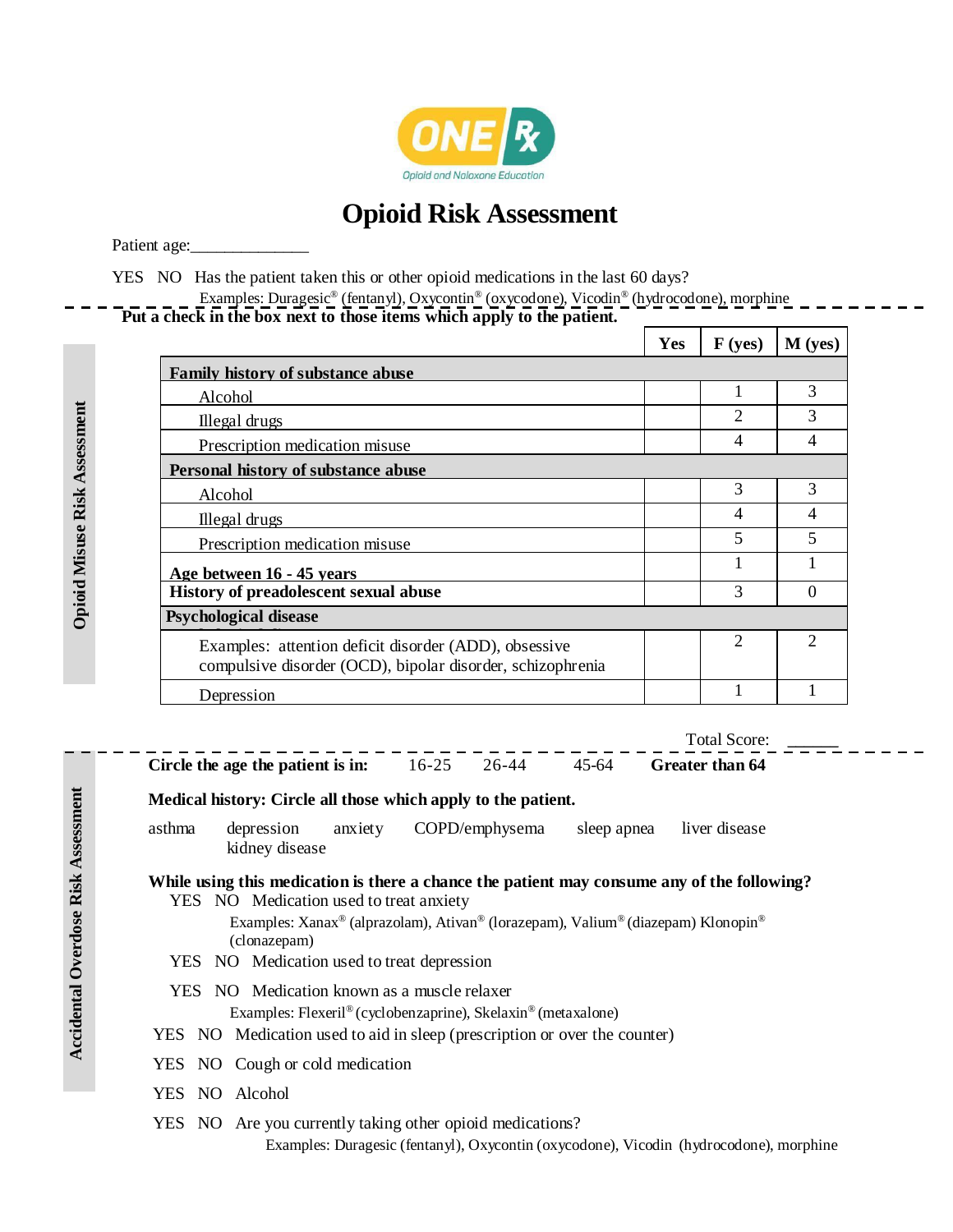ONE Rx
Opioid and Naloxone Education

# Opioid Risk Assessment

Patient age:______________

YES NO Has the patient taken this or other opioid medications in the last 60 days?

Examples: Duragesic® (fentanyl), Oxycontin® (oxycodone), Vicodin® (hydrocodone), morphine

## Opioid Misuse Risk Assessment

**Put a check in the box next to those items which apply to the patient.**

| | Yes | F (yes) | M (yes) |
|---|---|---|---|
| **Family history of substance abuse** | | | |
| Alcohol | | 1 | 3 |
| Illegal drugs | | 2 | 3 |
| Prescription medication misuse | | 4 | 4 |
| **Personal history of substance abuse** | | | |
| Alcohol | | 3 | 3 |
| Illegal drugs | | 4 | 4 |
| Prescription medication misuse | | 5 | 5 |
| **Age between 16 - 45 years** | | 1 | 1 |
| **History of preadolescent sexual abuse** | | 3 | 0 |
| **Psychological disease** | | | |
| Examples: attention deficit disorder (ADD), obsessive compulsive disorder (OCD), bipolar disorder, schizophrenia | | 2 | 2 |
| Depression | | 1 | 1 |

Total Score: ______

## Accidental Overdose Risk Assessment

**Circle the age the patient is in:** 16-25 26-44 45-64 **Greater than 64**

**Medical history: Circle all those which apply to the patient.**

asthma depression anxiety COPD/emphysema sleep apnea liver disease kidney disease

**While using this medication is there a chance the patient may consume any of the following?**

- YES NO Medication used to treat anxiety
  - Examples: Xanax® (alprazolam), Ativan® (lorazepam), Valium® (diazepam) Klonopin® (clonazepam)
- YES NO Medication used to treat depression
- YES NO Medication known as a muscle relaxer
  - Examples: Flexeril® (cyclobenzaprine), Skelaxin® (metaxalone)
- YES NO Medication used to aid in sleep (prescription or over the counter)
- YES NO Cough or cold medication
- YES NO Alcohol
- YES NO Are you currently taking other opioid medications?
  - Examples: Duragesic (fentanyl), Oxycontin (oxycodone), Vicodin (hydrocodone), morphine